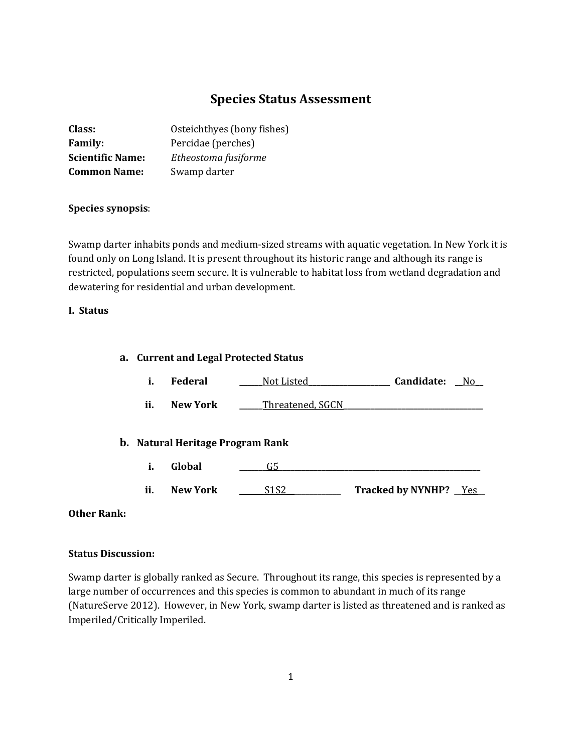# Species Status Assessment

**Class:** Osteichthyes (bony fishes)
**Family:** Percidae (perches)
**Scientific Name:** *Etheostoma fusiforme*
**Common Name:** Swamp darter

**Species synopsis**:

Swamp darter inhabits ponds and medium-sized streams with aquatic vegetation. In New York it is found only on Long Island. It is present throughout its historic range and although its range is restricted, populations seem secure. It is vulnerable to habitat loss from wetland degradation and dewatering for residential and urban development.

**I. Status**

**a. Current and Legal Protected Status**

**i. Federal** ______Not Listed______ **Candidate:** __No__

**ii. New York** ______Threatened, SGCN______

**b. Natural Heritage Program Rank**

**i. Global** ______G5______

**ii. New York** ______S1S2______ **Tracked by NYNHP?** __Yes__

**Other Rank:**

**Status Discussion:**

Swamp darter is globally ranked as Secure. Throughout its range, this species is represented by a large number of occurrences and this species is common to abundant in much of its range (NatureServe 2012). However, in New York, swamp darter is listed as threatened and is ranked as Imperiled/Critically Imperiled.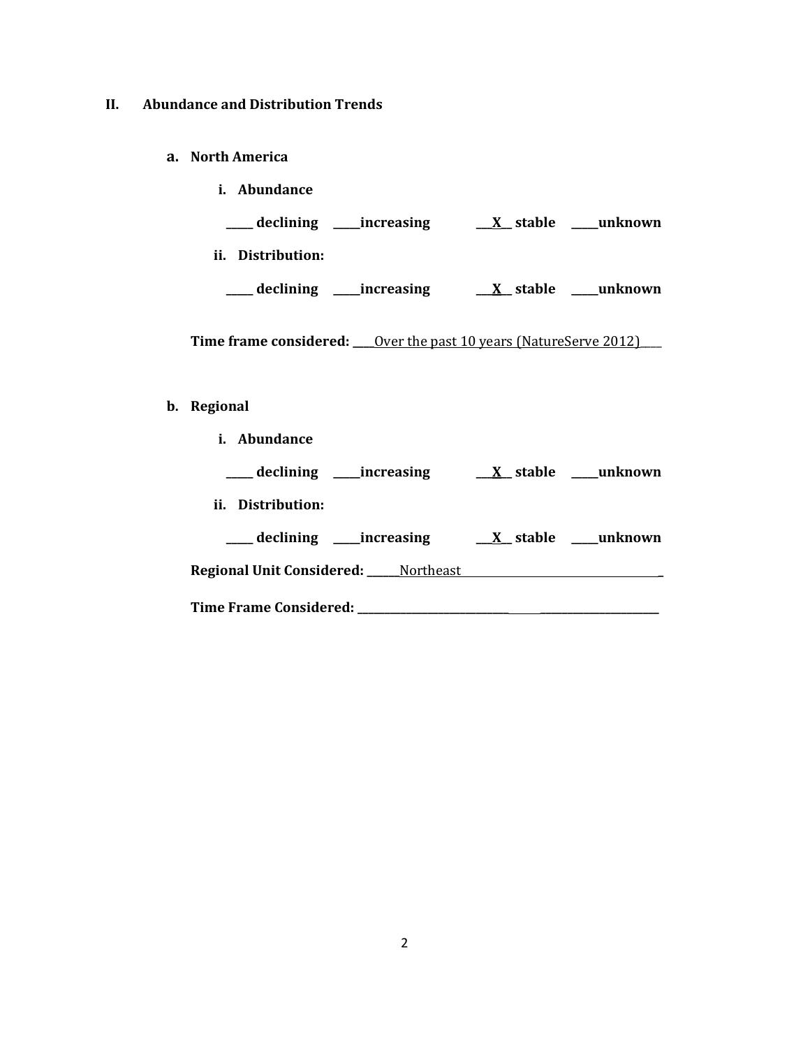## II. Abundance and Distribution Trends

### a. North America

**i. Abundance**

**_____ declining _____increasing __X__ stable _____unknown**

**ii. Distribution:**

**_____ declining _____increasing __X__ stable _____unknown**

**Time frame considered:** ____Over the past 10 years (NatureServe 2012)____

### b. Regional

**i. Abundance**

**_____ declining _____increasing __X__ stable _____unknown**

**ii. Distribution:**

**_____ declining _____increasing __X__ stable _____unknown**

**Regional Unit Considered:** ______Northeast________________________________________

**Time Frame Considered:** _______________________________________________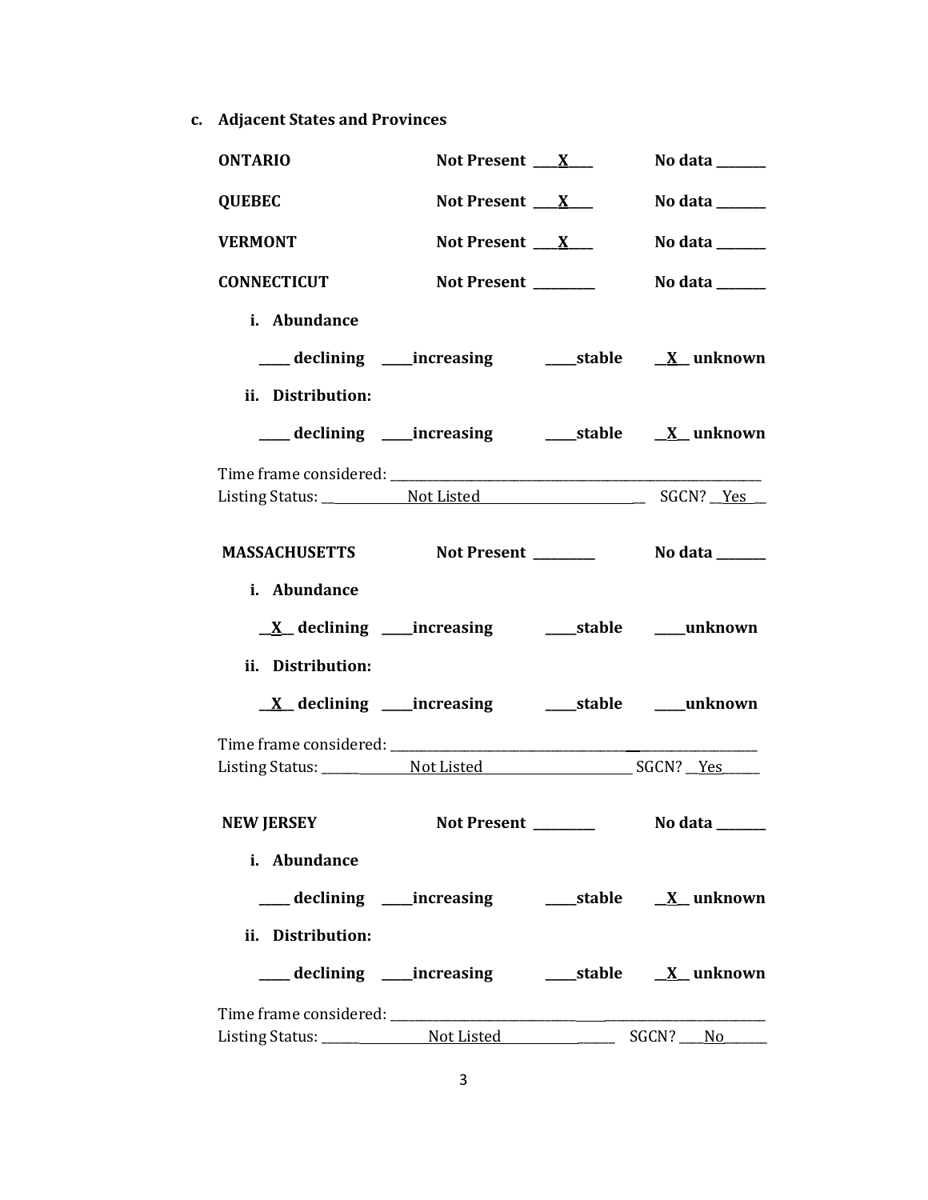c. **Adjacent States and Provinces**

**ONTARIO** **Not Present** ___X___ **No data** _______

**QUEBEC** **Not Present** ___X___ **No data** _______

**VERMONT** **Not Present** ___X___ **No data** _______

**CONNECTICUT** **Not Present** ________ **No data** _______

i. **Abundance**

____ **declining** ____**increasing** ____**stable** __X__ **unknown**

ii. **Distribution:**

____ **declining** ____**increasing** ____**stable** __X__ **unknown**

Time frame considered: ___________________________________________

Listing Status: ___Not Listed___ SGCN? __Yes__

**MASSACHUSETTS** **Not Present** ________ **No data** _______

i. **Abundance**

__X__ **declining** ____**increasing** ____**stable** ____**unknown**

ii. **Distribution:**

__X__ **declining** ____**increasing** ____**stable** ____**unknown**

Time frame considered: ___________________________________________

Listing Status: ___Not Listed___ SGCN? __Yes__

**NEW JERSEY** **Not Present** ________ **No data** _______

i. **Abundance**

____ **declining** ____**increasing** ____**stable** __X__ **unknown**

ii. **Distribution:**

____ **declining** ____**increasing** ____**stable** __X__ **unknown**

Time frame considered: ___________________________________________

Listing Status: ___Not Listed___ SGCN? ___No___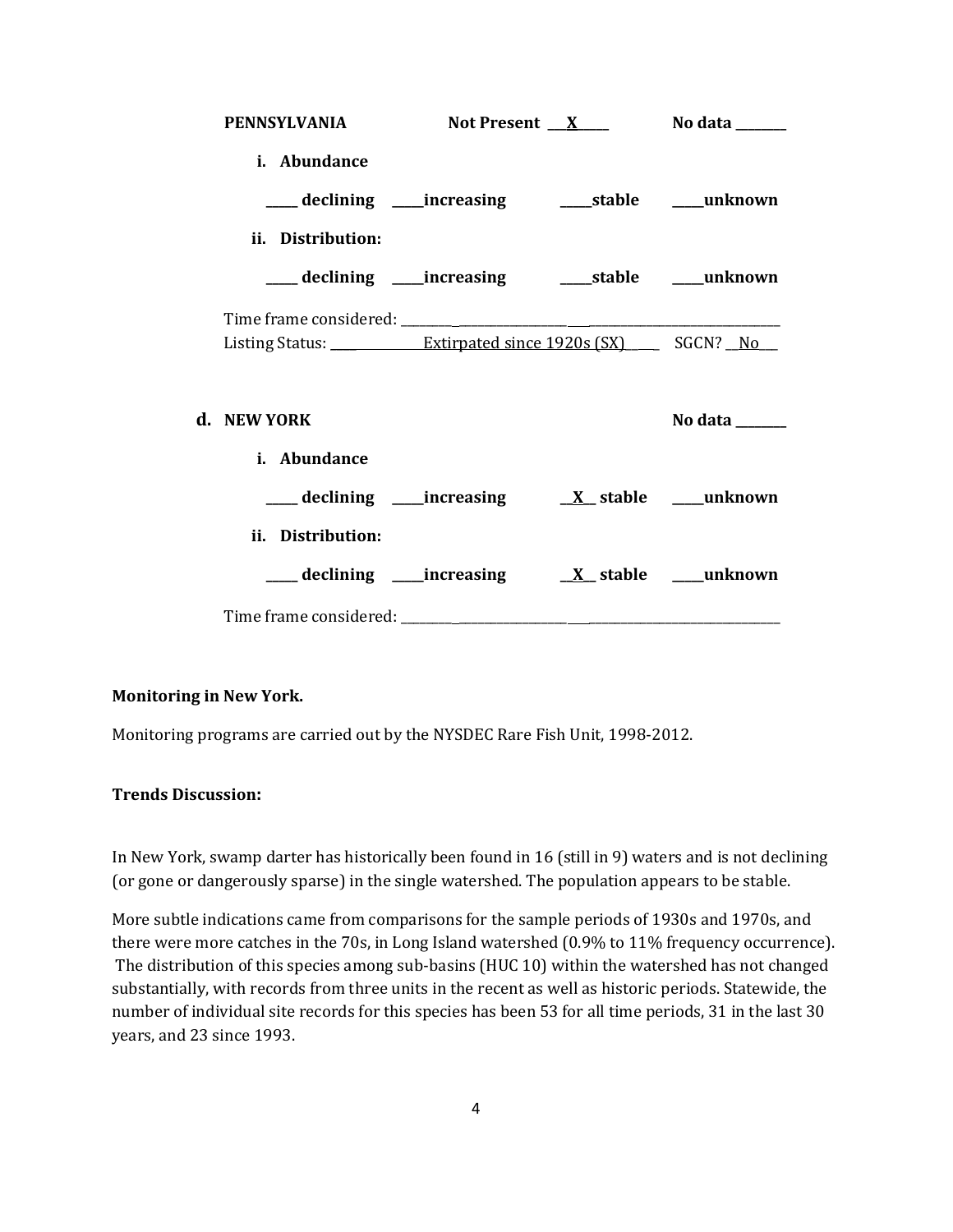**PENNSYLVANIA** **Not Present \_\_X\_\_** **No data \_\_\_\_\_\_\_**

**i. Abundance**

**\_\_\_\_ declining \_\_\_\_increasing \_\_\_\_stable \_\_\_\_unknown**

**ii. Distribution:**

**\_\_\_\_ declining \_\_\_\_increasing \_\_\_\_stable \_\_\_\_unknown**

Time frame considered: \_\_\_\_\_\_\_\_\_\_\_\_\_\_\_\_\_\_\_\_\_\_\_\_\_\_\_\_\_\_\_\_\_\_\_\_\_\_\_\_\_\_\_\_\_\_\_\_

Listing Status: \_\_\_\_\_\_\_\_\_\_Extirpated since 1920s (SX)\_\_\_\_ SGCN? \_\_No\_\_\_

**d. NEW YORK** **No data \_\_\_\_\_\_\_**

**i. Abundance**

**\_\_\_\_ declining \_\_\_\_increasing \_\_X\_\_ stable \_\_\_\_unknown**

**ii. Distribution:**

**\_\_\_\_ declining \_\_\_\_increasing \_\_X\_\_ stable \_\_\_\_unknown**

Time frame considered: \_\_\_\_\_\_\_\_\_\_\_\_\_\_\_\_\_\_\_\_\_\_\_\_\_\_\_\_\_\_\_\_\_\_\_\_\_\_\_\_\_\_\_\_\_\_\_\_

**Monitoring in New York.**

Monitoring programs are carried out by the NYSDEC Rare Fish Unit, 1998-2012.

**Trends Discussion:**

In New York, swamp darter has historically been found in 16 (still in 9) waters and is not declining (or gone or dangerously sparse) in the single watershed. The population appears to be stable.

More subtle indications came from comparisons for the sample periods of 1930s and 1970s, and there were more catches in the 70s, in Long Island watershed (0.9% to 11% frequency occurrence). The distribution of this species among sub-basins (HUC 10) within the watershed has not changed substantially, with records from three units in the recent as well as historic periods. Statewide, the number of individual site records for this species has been 53 for all time periods, 31 in the last 30 years, and 23 since 1993.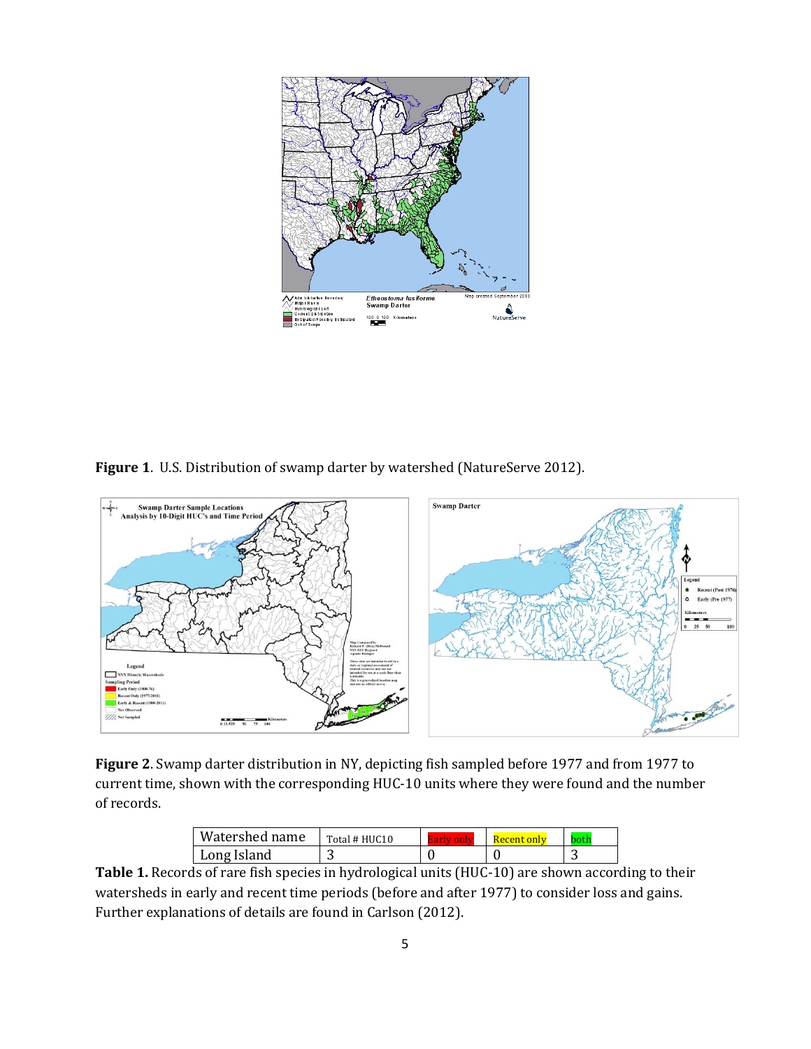**Figure 1**. U.S. Distribution of swamp darter by watershed (NatureServe 2012).

**Figure 2**. Swamp darter distribution in NY, depicting fish sampled before 1977 and from 1977 to current time, shown with the corresponding HUC-10 units where they were found and the number of records.

| Watershed name | Total # HUC10 | Early only | Recent only | both |
|---|---|---|---|---|
| Long Island | 3 | 0 | 0 | 3 |

**Table 1.** Records of rare fish species in hydrological units (HUC-10) are shown according to their watersheds in early and recent time periods (before and after 1977) to consider loss and gains. Further explanations of details are found in Carlson (2012).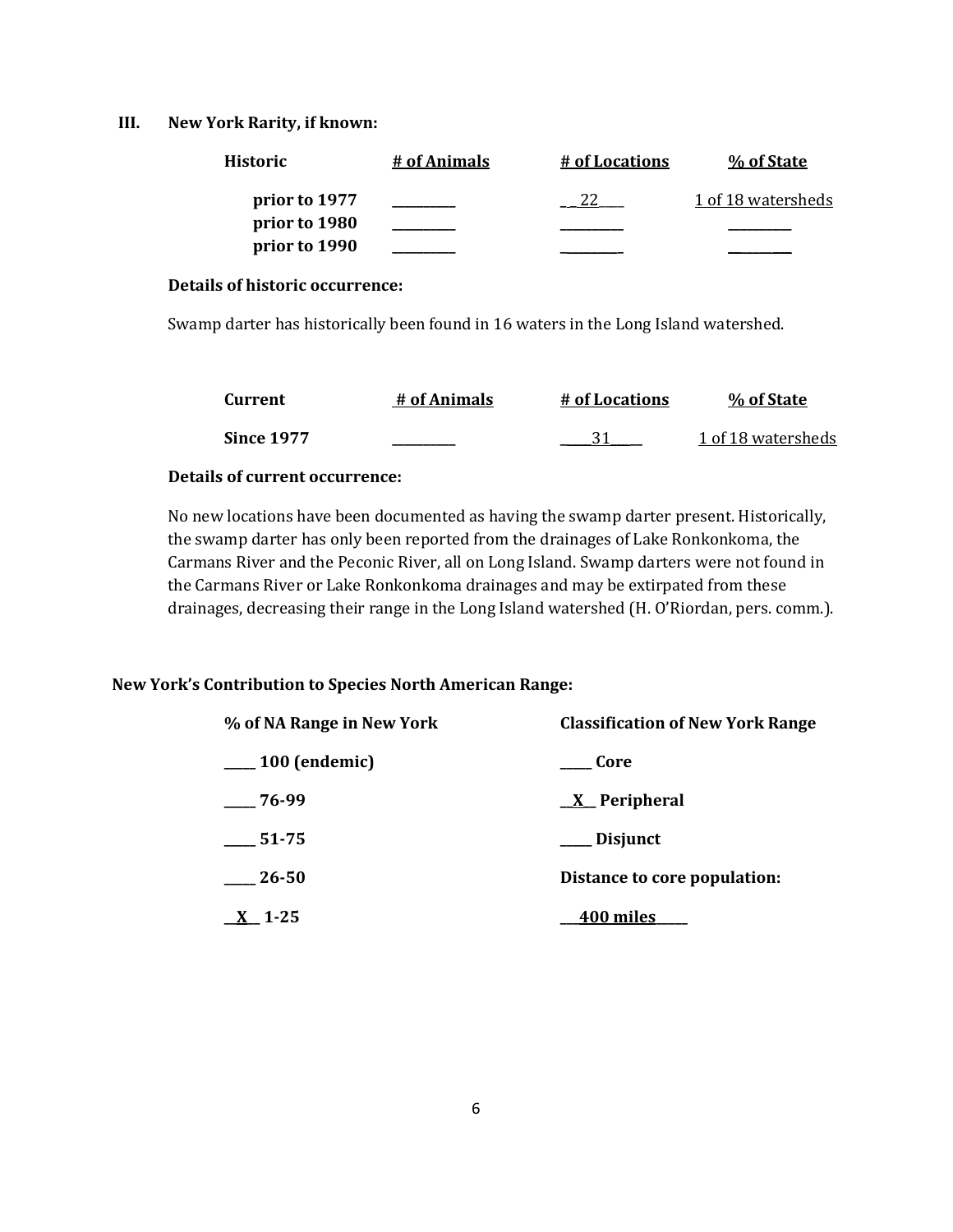## III. New York Rarity, if known:

| Historic | # of Animals | # of Locations | % of State |
|---|---|---|---|
| prior to 1977 | ________ | __22___ | 1 of 18 watersheds |
| prior to 1980 | ________ | ________ | ________ |
| prior to 1990 | ________ | ________ | ________ |

**Details of historic occurrence:**

Swamp darter has historically been found in 16 waters in the Long Island watershed.

| Current | # of Animals | # of Locations | % of State |
|---|---|---|---|
| Since 1977 | ________ | ____31____ | 1 of 18 watersheds |

**Details of current occurrence:**

No new locations have been documented as having the swamp darter present. Historically, the swamp darter has only been reported from the drainages of Lake Ronkonkoma, the Carmans River and the Peconic River, all on Long Island. Swamp darters were not found in the Carmans River or Lake Ronkonkoma drainages and may be extirpated from these drainages, decreasing their range in the Long Island watershed (H. O'Riordan, pers. comm.).

**New York's Contribution to Species North American Range:**

| % of NA Range in New York | Classification of New York Range |
|---|---|
| ____ 100 (endemic) | ____ Core |
| ____ 76-99 | __X__ Peripheral |
| ____ 51-75 | ____ Disjunct |
| ____ 26-50 | **Distance to core population:** |
| __X__ 1-25 | ___400 miles____ |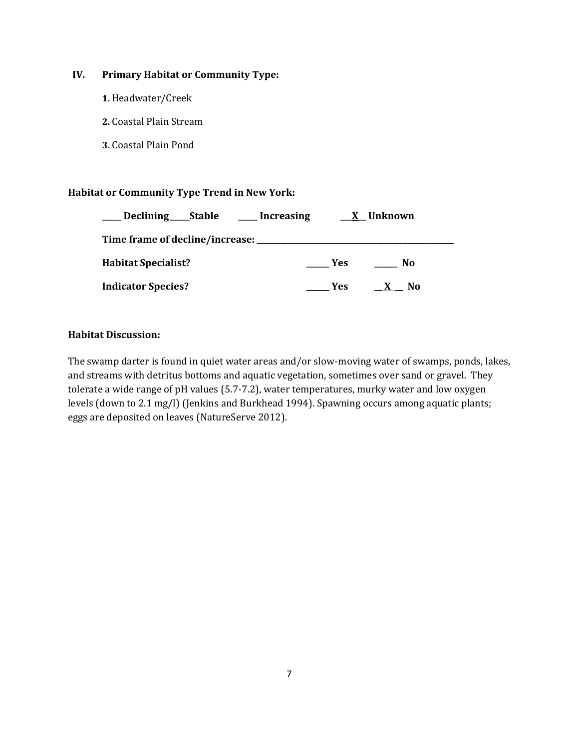## IV. Primary Habitat or Community Type:

1. Headwater/Creek
2. Coastal Plain Stream
3. Coastal Plain Pond

**Habitat or Community Type Trend in New York:**

**____ Declining ____Stable ____ Increasing ___X__ Unknown**

**Time frame of decline/increase: ______________________________**

**Habitat Specialist?** _____ **Yes** _____ **No**

**Indicator Species?** _____ **Yes** __X__ **No**

**Habitat Discussion:**

The swamp darter is found in quiet water areas and/or slow-moving water of swamps, ponds, lakes, and streams with detritus bottoms and aquatic vegetation, sometimes over sand or gravel. They tolerate a wide range of pH values (5.7-7.2), water temperatures, murky water and low oxygen levels (down to 2.1 mg/l) (Jenkins and Burkhead 1994). Spawning occurs among aquatic plants; eggs are deposited on leaves (NatureServe 2012).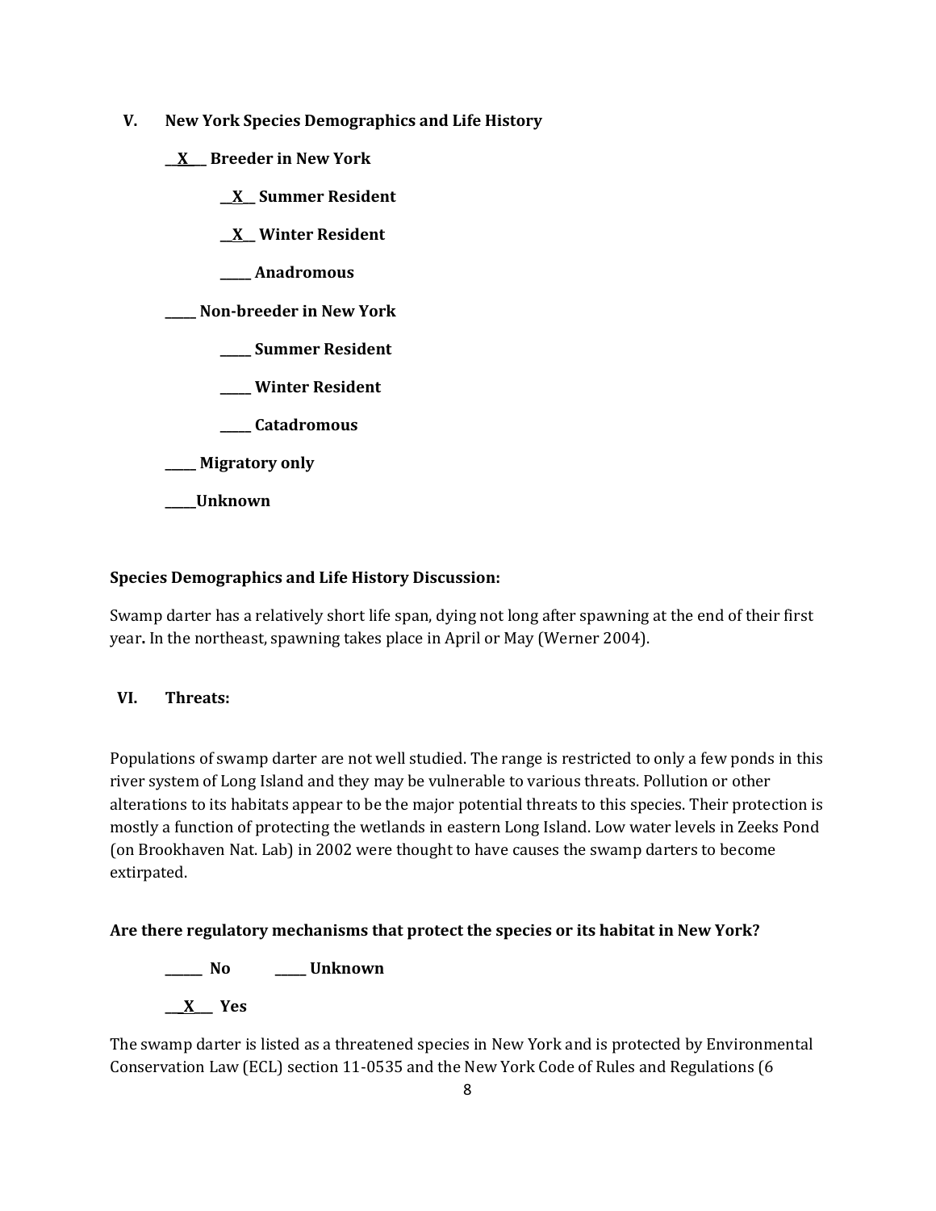## V. New York Species Demographics and Life History

__X__ **Breeder in New York**

&nbsp;&nbsp;&nbsp;&nbsp;__X__ **Summer Resident**

&nbsp;&nbsp;&nbsp;&nbsp;__X__ **Winter Resident**

&nbsp;&nbsp;&nbsp;&nbsp;_____ **Anadromous**

_____ **Non-breeder in New York**

&nbsp;&nbsp;&nbsp;&nbsp;_____ **Summer Resident**

&nbsp;&nbsp;&nbsp;&nbsp;_____ **Winter Resident**

&nbsp;&nbsp;&nbsp;&nbsp;_____ **Catadromous**

_____ **Migratory only**

_____ **Unknown**

**Species Demographics and Life History Discussion:**

Swamp darter has a relatively short life span, dying not long after spawning at the end of their first year**.** In the northeast, spawning takes place in April or May (Werner 2004).

## VI. Threats:

Populations of swamp darter are not well studied. The range is restricted to only a few ponds in this river system of Long Island and they may be vulnerable to various threats. Pollution or other alterations to its habitats appear to be the major potential threats to this species. Their protection is mostly a function of protecting the wetlands in eastern Long Island. Low water levels in Zeeks Pond (on Brookhaven Nat. Lab) in 2002 were thought to have causes the swamp darters to become extirpated.

**Are there regulatory mechanisms that protect the species or its habitat in New York?**

_____ **No** &nbsp;&nbsp;&nbsp;&nbsp; _____ **Unknown**

__X__ **Yes**

The swamp darter is listed as a threatened species in New York and is protected by Environmental Conservation Law (ECL) section 11-0535 and the New York Code of Rules and Regulations (6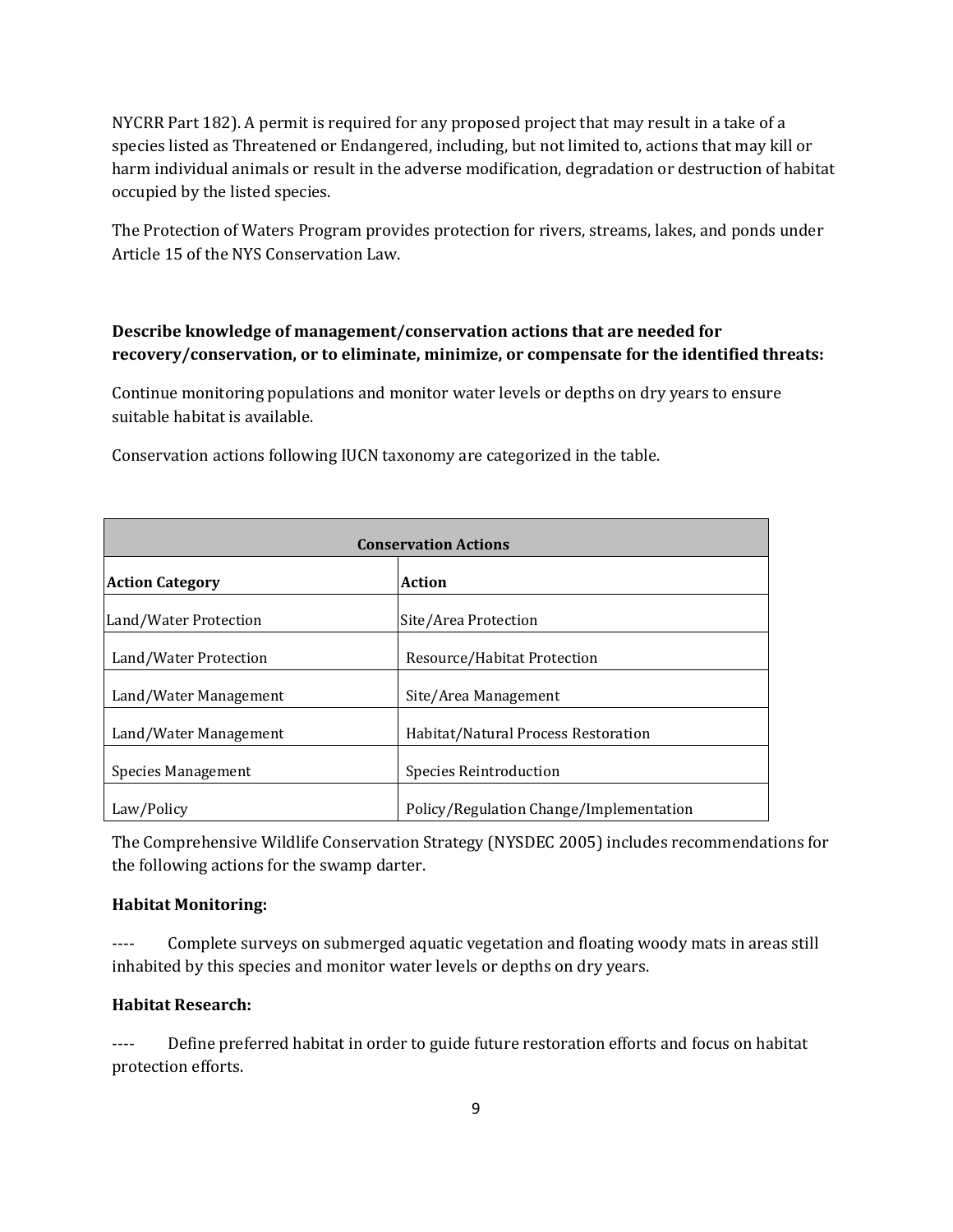NYCRR Part 182). A permit is required for any proposed project that may result in a take of a species listed as Threatened or Endangered, including, but not limited to, actions that may kill or harm individual animals or result in the adverse modification, degradation or destruction of habitat occupied by the listed species.

The Protection of Waters Program provides protection for rivers, streams, lakes, and ponds under Article 15 of the NYS Conservation Law.

**Describe knowledge of management/conservation actions that are needed for recovery/conservation, or to eliminate, minimize, or compensate for the identified threats:**

Continue monitoring populations and monitor water levels or depths on dry years to ensure suitable habitat is available.

Conservation actions following IUCN taxonomy are categorized in the table.

| **Conservation Actions** | |
|---|---|
| **Action Category** | **Action** |
| Land/Water Protection | Site/Area Protection |
| Land/Water Protection | Resource/Habitat Protection |
| Land/Water Management | Site/Area Management |
| Land/Water Management | Habitat/Natural Process Restoration |
| Species Management | Species Reintroduction |
| Law/Policy | Policy/Regulation Change/Implementation |

The Comprehensive Wildlife Conservation Strategy (NYSDEC 2005) includes recommendations for the following actions for the swamp darter.

**Habitat Monitoring:**

---- Complete surveys on submerged aquatic vegetation and floating woody mats in areas still inhabited by this species and monitor water levels or depths on dry years.

**Habitat Research:**

---- Define preferred habitat in order to guide future restoration efforts and focus on habitat protection efforts.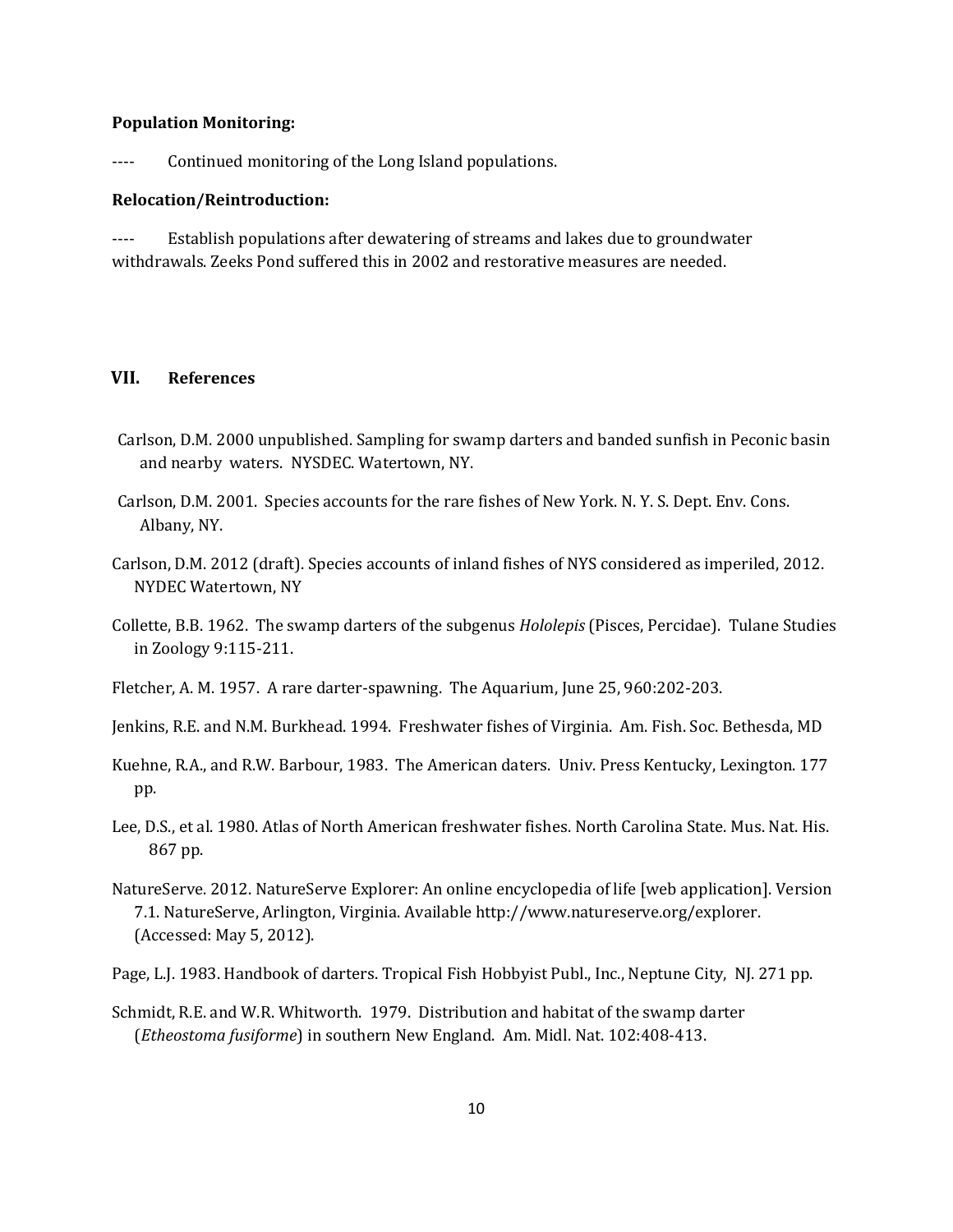**Population Monitoring:**

---- Continued monitoring of the Long Island populations.

**Relocation/Reintroduction:**

---- Establish populations after dewatering of streams and lakes due to groundwater withdrawals. Zeeks Pond suffered this in 2002 and restorative measures are needed.

## VII. References

Carlson, D.M. 2000 unpublished. Sampling for swamp darters and banded sunfish in Peconic basin and nearby waters. NYSDEC. Watertown, NY.

Carlson, D.M. 2001. Species accounts for the rare fishes of New York. N. Y. S. Dept. Env. Cons. Albany, NY.

Carlson, D.M. 2012 (draft). Species accounts of inland fishes of NYS considered as imperiled, 2012. NYDEC Watertown, NY

Collette, B.B. 1962. The swamp darters of the subgenus *Hololepis* (Pisces, Percidae). Tulane Studies in Zoology 9:115-211.

Fletcher, A. M. 1957. A rare darter-spawning. The Aquarium, June 25, 960:202-203.

Jenkins, R.E. and N.M. Burkhead. 1994. Freshwater fishes of Virginia. Am. Fish. Soc. Bethesda, MD

Kuehne, R.A., and R.W. Barbour, 1983. The American daters. Univ. Press Kentucky, Lexington. 177 pp.

Lee, D.S., et al. 1980. Atlas of North American freshwater fishes. North Carolina State. Mus. Nat. His. 867 pp.

NatureServe. 2012. NatureServe Explorer: An online encyclopedia of life [web application]. Version 7.1. NatureServe, Arlington, Virginia. Available http://www.natureserve.org/explorer. (Accessed: May 5, 2012).

Page, L.J. 1983. Handbook of darters. Tropical Fish Hobbyist Publ., Inc., Neptune City, NJ. 271 pp.

Schmidt, R.E. and W.R. Whitworth. 1979. Distribution and habitat of the swamp darter (*Etheostoma fusiforme*) in southern New England. Am. Midl. Nat. 102:408-413.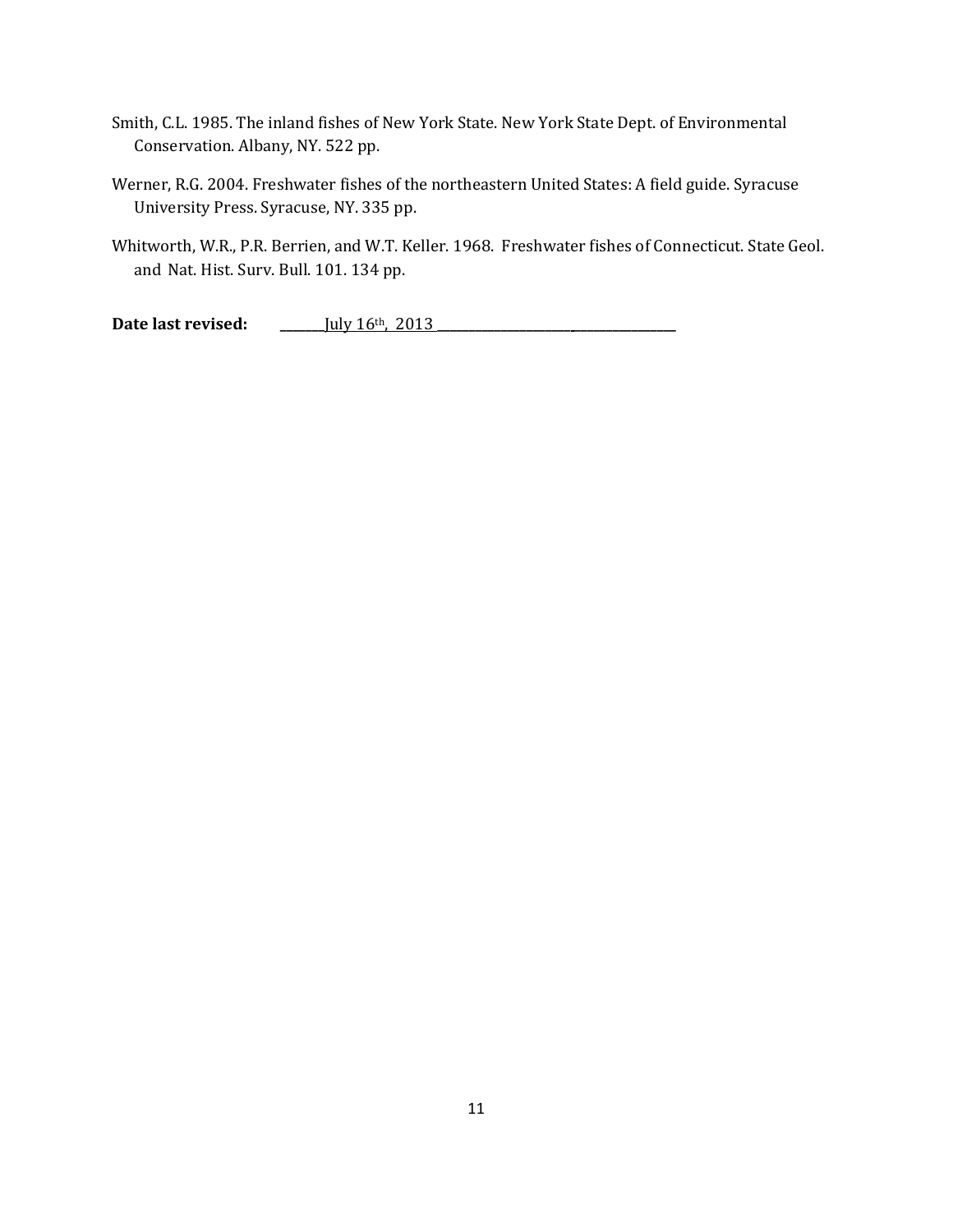Smith, C.L. 1985. The inland fishes of New York State. New York State Dept. of Environmental Conservation. Albany, NY. 522 pp.

Werner, R.G. 2004. Freshwater fishes of the northeastern United States: A field guide. Syracuse University Press. Syracuse, NY. 335 pp.

Whitworth, W.R., P.R. Berrien, and W.T. Keller. 1968. Freshwater fishes of Connecticut. State Geol. and Nat. Hist. Surv. Bull. 101. 134 pp.

**Date last revised:** July 16th, 2013